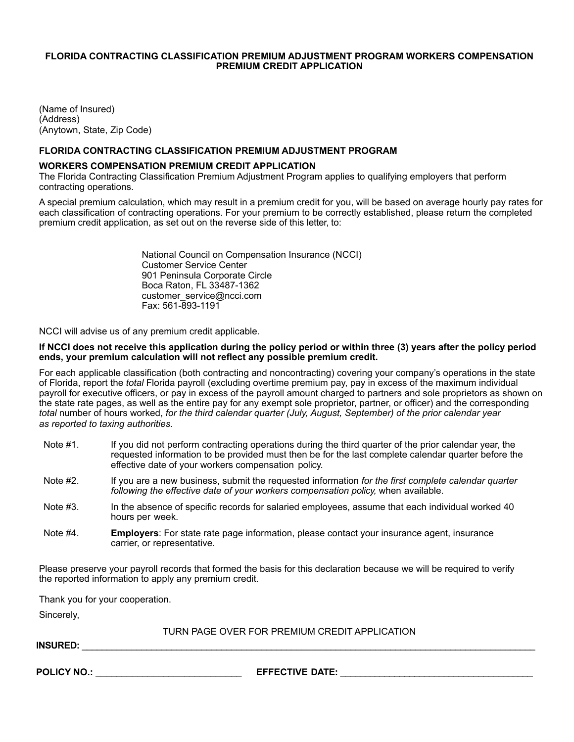# FLORIDA CONTRACTING CLASSIFICATION PREMIUM ADJUSTMENT PROGRAM WORKERS COMPENSATION PREMIUM CREDIT APPLICATION

(Name of Insured)
(Address)
(Anytown, State, Zip Code)

## FLORIDA CONTRACTING CLASSIFICATION PREMIUM ADJUSTMENT PROGRAM

### WORKERS COMPENSATION PREMIUM CREDIT APPLICATION

The Florida Contracting Classification Premium Adjustment Program applies to qualifying employers that perform contracting operations.

A special premium calculation, which may result in a premium credit for you, will be based on average hourly pay rates for each classification of contracting operations. For your premium to be correctly established, please return the completed premium credit application, as set out on the reverse side of this letter, to:

> National Council on Compensation Insurance (NCCI)
> Customer Service Center
> 901 Peninsula Corporate Circle
> Boca Raton, FL 33487-1362
> customer_service@ncci.com
> Fax: 561-893-1191

NCCI will advise us of any premium credit applicable.

**If NCCI does not receive this application during the policy period or within three (3) years after the policy period ends, your premium calculation will not reflect any possible premium credit.**

For each applicable classification (both contracting and noncontracting) covering your company's operations in the state of Florida, report the *total* Florida payroll (excluding overtime premium pay, pay in excess of the maximum individual payroll for executive officers, or pay in excess of the payroll amount charged to partners and sole proprietors as shown on the state rate pages, as well as the entire pay for any exempt sole proprietor, partner, or officer) and the corresponding *total* number of hours worked, *for the third calendar quarter (July, August, September) of the prior calendar year as reported to taxing authorities.*

- Note #1. If you did not perform contracting operations during the third quarter of the prior calendar year, the requested information to be provided must then be for the last complete calendar quarter before the effective date of your workers compensation policy.
- Note #2. If you are a new business, submit the requested information *for the first complete calendar quarter following the effective date of your workers compensation policy,* when available.
- Note #3. In the absence of specific records for salaried employees, assume that each individual worked 40 hours per week.
- Note #4. **Employers**: For state rate page information, please contact your insurance agent, insurance carrier, or representative.

Please preserve your payroll records that formed the basis for this declaration because we will be required to verify the reported information to apply any premium credit.

Thank you for your cooperation.

Sincerely,

TURN PAGE OVER FOR PREMIUM CREDIT APPLICATION

**INSURED:** ____________________________________________

**POLICY NO.:** ____________________ **EFFECTIVE DATE:** ____________________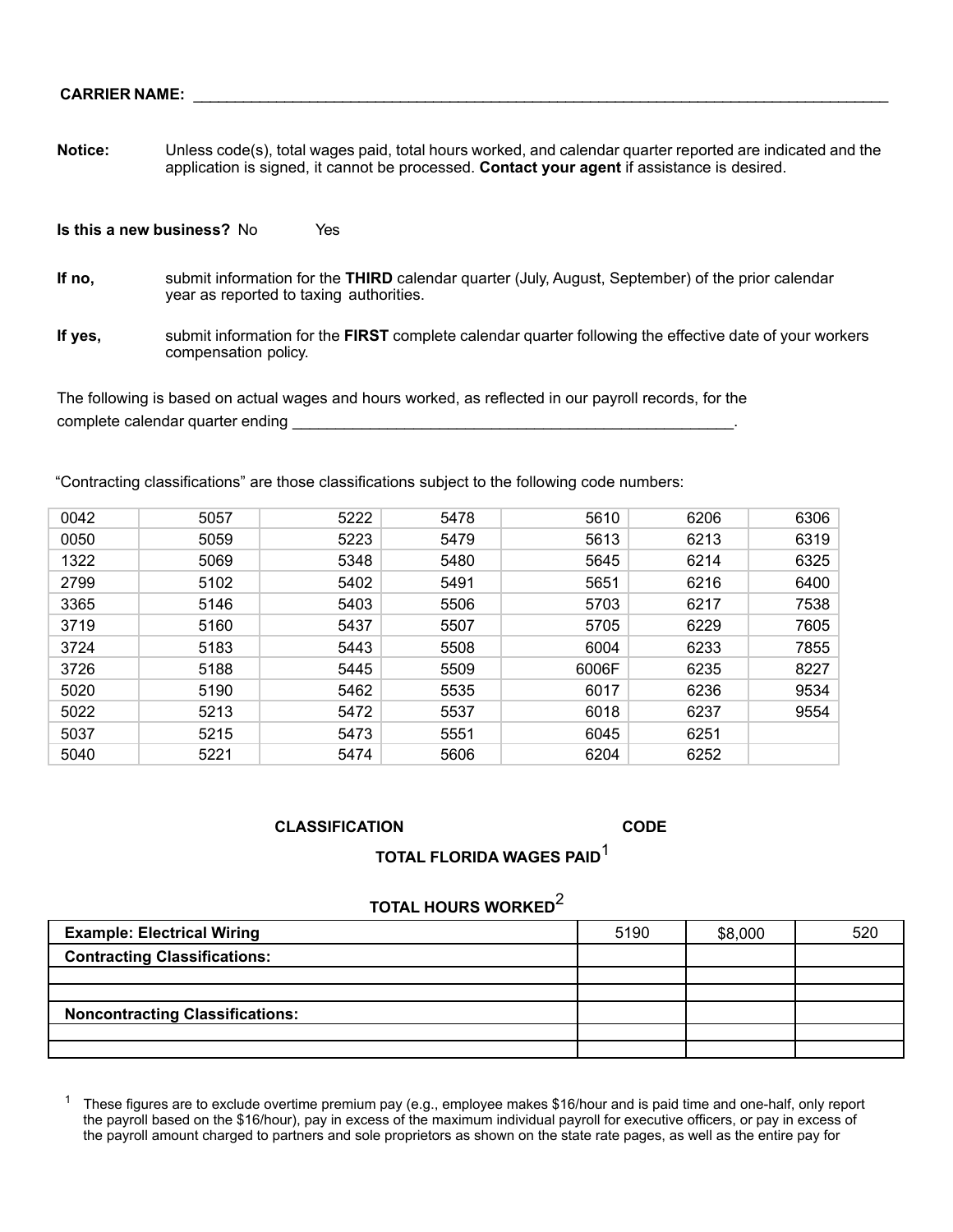**CARRIER NAME:** \_\_\_\_\_\_\_\_\_\_\_\_\_\_\_\_\_\_\_\_\_\_\_\_\_\_\_\_\_\_\_\_\_\_\_\_\_\_\_\_\_\_\_\_\_\_\_\_\_\_\_\_\_\_\_\_\_\_\_\_\_\_\_\_\_\_\_\_\_\_\_\_\_\_\_\_\_\_

**Notice:** Unless code(s), total wages paid, total hours worked, and calendar quarter reported are indicated and the application is signed, it cannot be processed. **Contact your agent** if assistance is desired.

**Is this a new business?** No Yes

**If no,** submit information for the **THIRD** calendar quarter (July, August, September) of the prior calendar year as reported to taxing authorities.

**If yes,** submit information for the **FIRST** complete calendar quarter following the effective date of your workers compensation policy.

The following is based on actual wages and hours worked, as reflected in our payroll records, for the complete calendar quarter ending \_\_\_\_\_\_\_\_\_\_\_\_\_\_\_\_\_\_\_\_\_\_\_\_\_\_\_\_\_\_\_\_\_\_\_\_\_\_\_\_\_\_\_\_\_\_\_\_\_\_\_\_.

"Contracting classifications" are those classifications subject to the following code numbers:

| | | | | | | |
|---|---|---|---|---|---|---|
| 0042 | 5057 | 5222 | 5478 | 5610 | 6206 | 6306 |
| 0050 | 5059 | 5223 | 5479 | 5613 | 6213 | 6319 |
| 1322 | 5069 | 5348 | 5480 | 5645 | 6214 | 6325 |
| 2799 | 5102 | 5402 | 5491 | 5651 | 6216 | 6400 |
| 3365 | 5146 | 5403 | 5506 | 5703 | 6217 | 7538 |
| 3719 | 5160 | 5437 | 5507 | 5705 | 6229 | 7605 |
| 3724 | 5183 | 5443 | 5508 | 6004 | 6233 | 7855 |
| 3726 | 5188 | 5445 | 5509 | 6006F | 6235 | 8227 |
| 5020 | 5190 | 5462 | 5535 | 6017 | 6236 | 9534 |
| 5022 | 5213 | 5472 | 5537 | 6018 | 6237 | 9554 |
| 5037 | 5215 | 5473 | 5551 | 6045 | 6251 | |
| 5040 | 5221 | 5474 | 5606 | 6204 | 6252 | |

| CLASSIFICATION | CODE | TOTAL FLORIDA WAGES PAID[1] | TOTAL HOURS WORKED[2] |
|---|---|---|---|
| **Example: Electrical Wiring** | 5190 | $8,000 | 520 |
| **Contracting Classifications:** | | | |
| | | | |
| | | | |
| **Noncontracting Classifications:** | | | |
| | | | |
| | | | |

[1] These figures are to exclude overtime premium pay (e.g., employee makes $16/hour and is paid time and one-half, only report the payroll based on the $16/hour), pay in excess of the maximum individual payroll for executive officers, or pay in excess of the payroll amount charged to partners and sole proprietors as shown on the state rate pages, as well as the entire pay for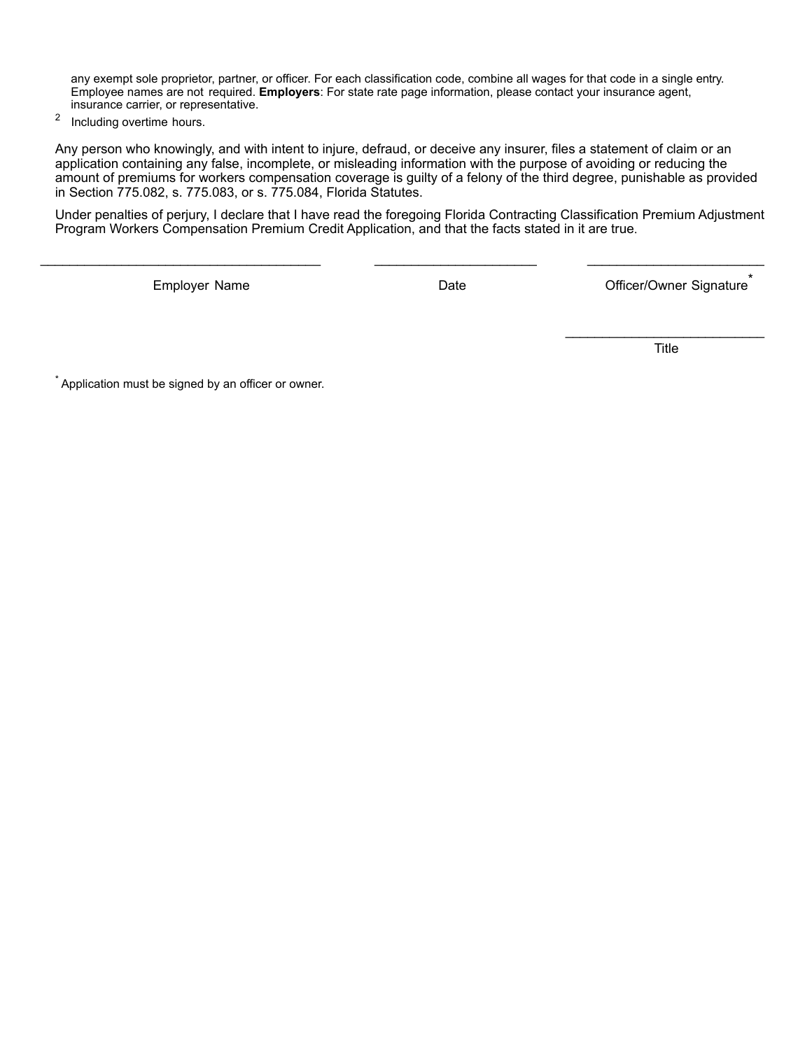any exempt sole proprietor, partner, or officer. For each classification code, combine all wages for that code in a single entry. Employee names are not required. **Employers**: For state rate page information, please contact your insurance agent, insurance carrier, or representative.

[2] Including overtime hours.

Any person who knowingly, and with intent to injure, defraud, or deceive any insurer, files a statement of claim or an application containing any false, incomplete, or misleading information with the purpose of avoiding or reducing the amount of premiums for workers compensation coverage is guilty of a felony of the third degree, punishable as provided in Section 775.082, s. 775.083, or s. 775.084, Florida Statutes.

Under penalties of perjury, I declare that I have read the foregoing Florida Contracting Classification Premium Adjustment Program Workers Compensation Premium Credit Application, and that the facts stated in it are true.

| | | |
|---|---|---|
| ______________________________ | ____________________ | ____________________ |
| Employer Name | Date | Officer/Owner Signature* |
| | | ____________________ |
| | | Title |

\* Application must be signed by an officer or owner.